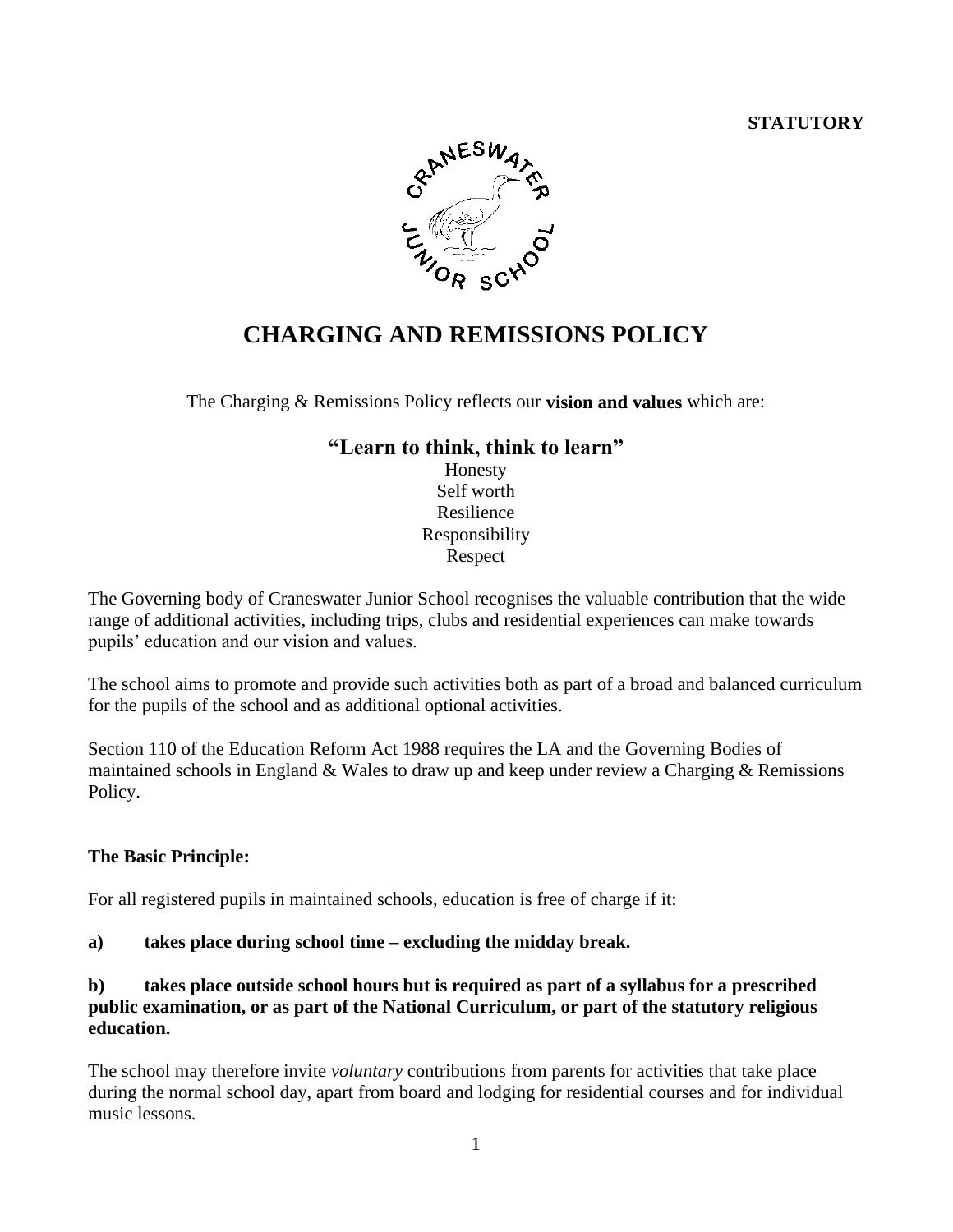**STATUTORY**

# CHARGING AND REMISSIONS POLICY

The Charging & Remissions Policy reflects our **vision and values** which are:

**"Learn to think, think to learn"**

Honesty
Self worth
Resilience
Responsibility
Respect

The Governing body of Craneswater Junior School recognises the valuable contribution that the wide range of additional activities, including trips, clubs and residential experiences can make towards pupils' education and our vision and values.

The school aims to promote and provide such activities both as part of a broad and balanced curriculum for the pupils of the school and as additional optional activities.

Section 110 of the Education Reform Act 1988 requires the LA and the Governing Bodies of maintained schools in England & Wales to draw up and keep under review a Charging & Remissions Policy.

### The Basic Principle:

For all registered pupils in maintained schools, education is free of charge if it:

**a) takes place during school time – excluding the midday break.**

**b) takes place outside school hours but is required as part of a syllabus for a prescribed public examination, or as part of the National Curriculum, or part of the statutory religious education.**

The school may therefore invite *voluntary* contributions from parents for activities that take place during the normal school day, apart from board and lodging for residential courses and for individual music lessons.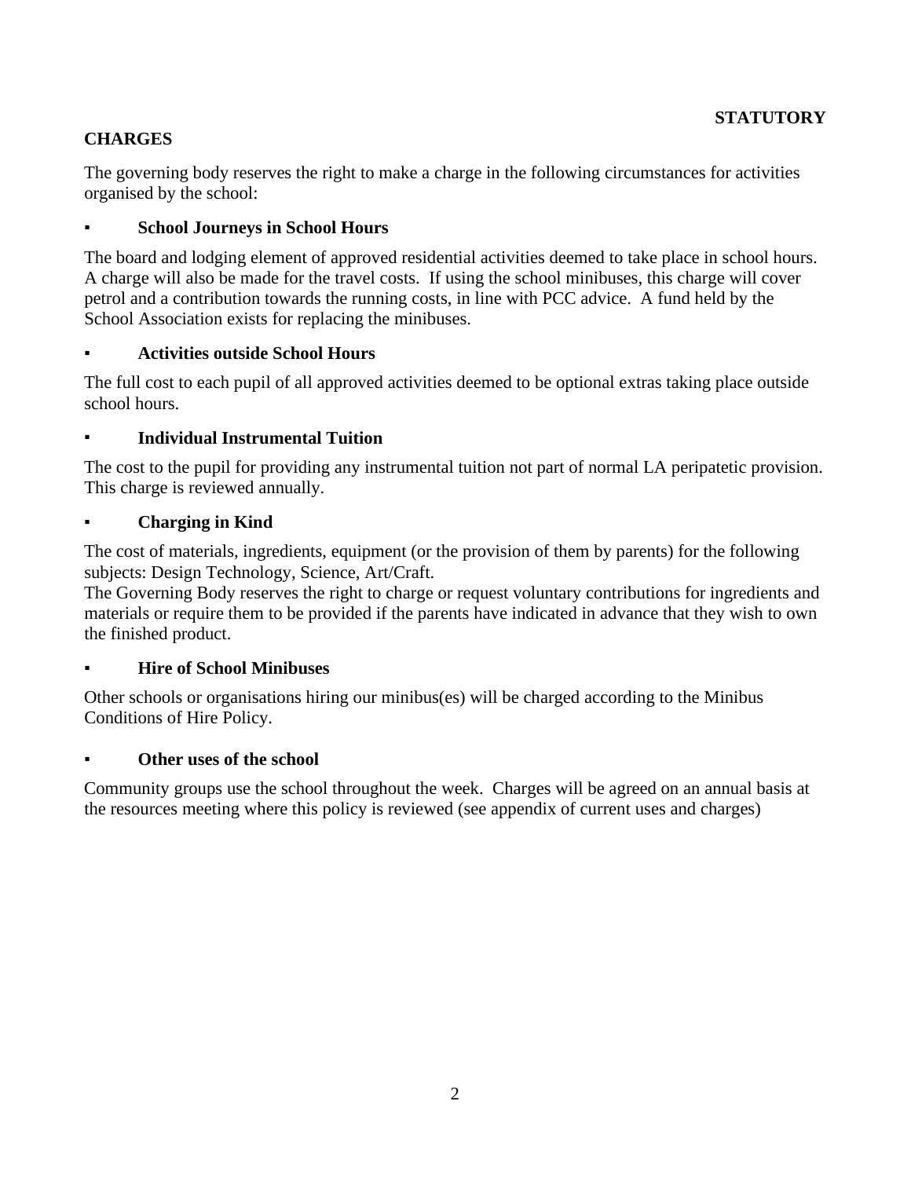**STATUTORY**

## CHARGES

The governing body reserves the right to make a charge in the following circumstances for activities organised by the school:

- **School Journeys in School Hours**

The board and lodging element of approved residential activities deemed to take place in school hours. A charge will also be made for the travel costs. If using the school minibuses, this charge will cover petrol and a contribution towards the running costs, in line with PCC advice. A fund held by the School Association exists for replacing the minibuses.

- **Activities outside School Hours**

The full cost to each pupil of all approved activities deemed to be optional extras taking place outside school hours.

- **Individual Instrumental Tuition**

The cost to the pupil for providing any instrumental tuition not part of normal LA peripatetic provision. This charge is reviewed annually.

- **Charging in Kind**

The cost of materials, ingredients, equipment (or the provision of them by parents) for the following subjects: Design Technology, Science, Art/Craft.
The Governing Body reserves the right to charge or request voluntary contributions for ingredients and materials or require them to be provided if the parents have indicated in advance that they wish to own the finished product.

- **Hire of School Minibuses**

Other schools or organisations hiring our minibus(es) will be charged according to the Minibus Conditions of Hire Policy.

- **Other uses of the school**

Community groups use the school throughout the week. Charges will be agreed on an annual basis at the resources meeting where this policy is reviewed (see appendix of current uses and charges)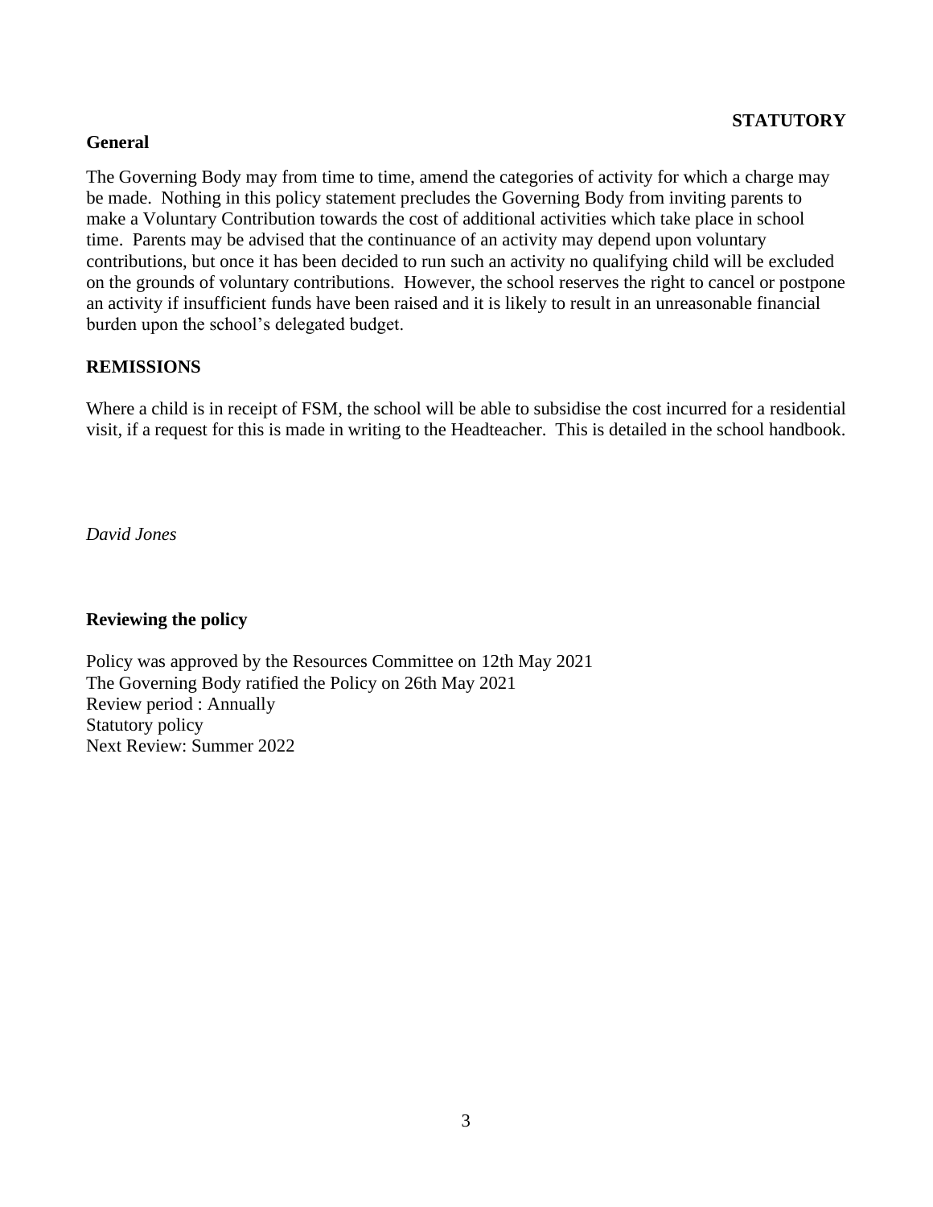**STATUTORY**

## General

The Governing Body may from time to time, amend the categories of activity for which a charge may be made. Nothing in this policy statement precludes the Governing Body from inviting parents to make a Voluntary Contribution towards the cost of additional activities which take place in school time. Parents may be advised that the continuance of an activity may depend upon voluntary contributions, but once it has been decided to run such an activity no qualifying child will be excluded on the grounds of voluntary contributions. However, the school reserves the right to cancel or postpone an activity if insufficient funds have been raised and it is likely to result in an unreasonable financial burden upon the school's delegated budget.

## REMISSIONS

Where a child is in receipt of FSM, the school will be able to subsidise the cost incurred for a residential visit, if a request for this is made in writing to the Headteacher. This is detailed in the school handbook.

*David Jones*

## Reviewing the policy

Policy was approved by the Resources Committee on 12th May 2021
The Governing Body ratified the Policy on 26th May 2021
Review period : Annually
Statutory policy
Next Review: Summer 2022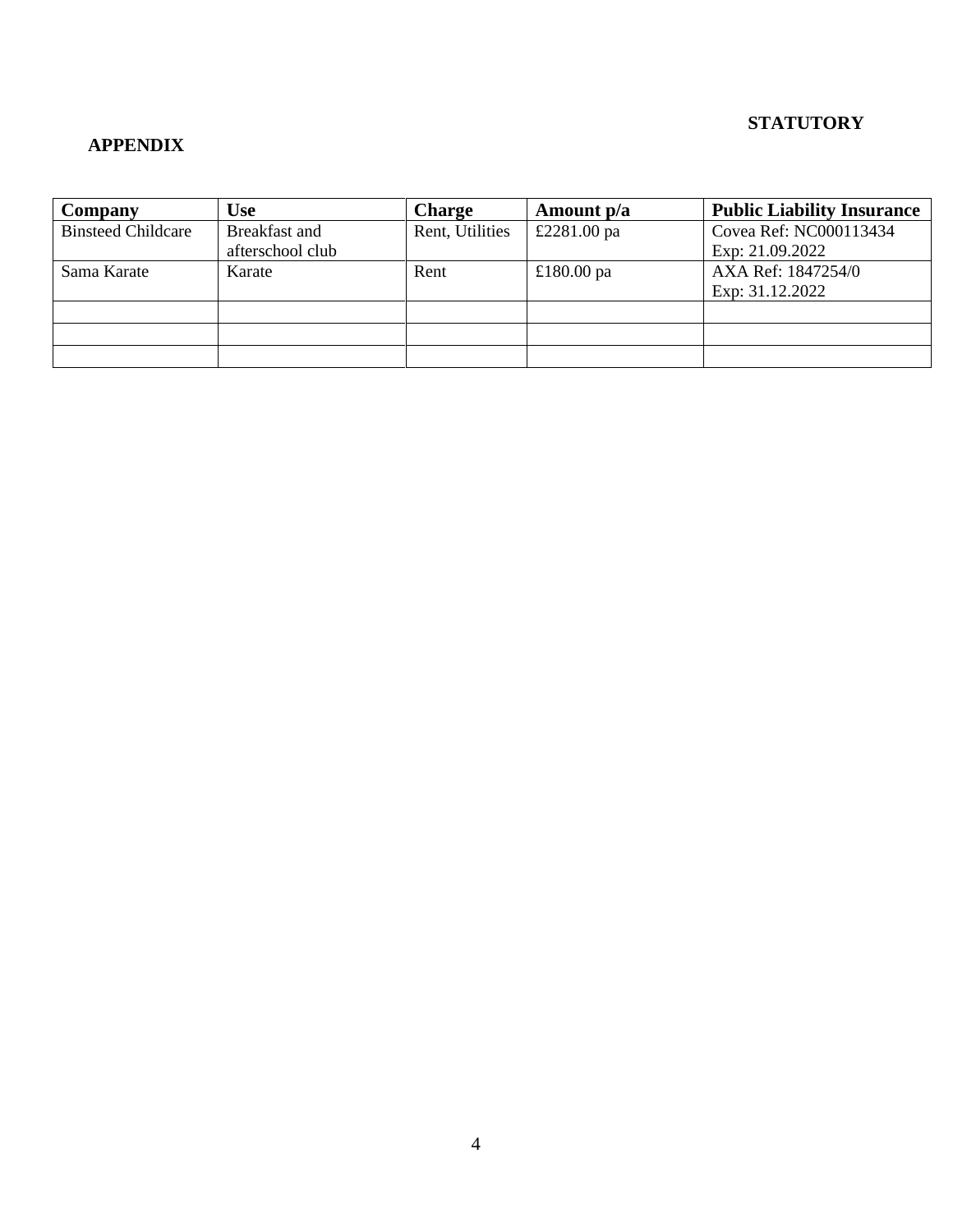**STATUTORY**

**APPENDIX**

| **Company** | **Use** | **Charge** | **Amount p/a** | **Public Liability Insurance** |
| --- | --- | --- | --- | --- |
| Binsteed Childcare | Breakfast and afterschool club | Rent, Utilities | £2281.00 pa | Covea Ref: NC000113434 Exp: 21.09.2022 |
| Sama Karate | Karate | Rent | £180.00 pa | AXA Ref: 1847254/0 Exp: 31.12.2022 |
| | | | | |
| | | | | |
| | | | | |